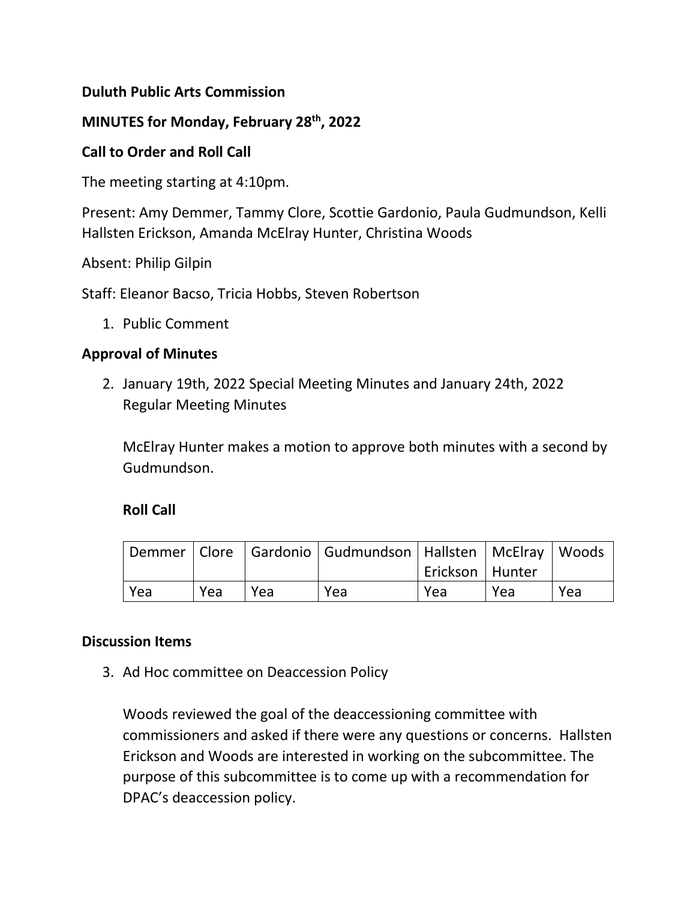**Duluth Public Arts Commission**

**MINUTES for Monday, February 28th, 2022**

**Call to Order and Roll Call**

The meeting starting at 4:10pm.

Present: Amy Demmer, Tammy Clore, Scottie Gardonio, Paula Gudmundson, Kelli Hallsten Erickson, Amanda McElray Hunter, Christina Woods

Absent: Philip Gilpin

Staff: Eleanor Bacso, Tricia Hobbs, Steven Robertson

1. Public Comment

**Approval of Minutes**

2. January 19th, 2022 Special Meeting Minutes and January 24th, 2022 Regular Meeting Minutes

   McElray Hunter makes a motion to approve both minutes with a second by Gudmundson.

   **Roll Call**

| Demmer | Clore | Gardonio | Gudmundson | Hallsten Erickson | McElray Hunter | Woods |
|---|---|---|---|---|---|---|
| Yea | Yea | Yea | Yea | Yea | Yea | Yea |

**Discussion Items**

3. Ad Hoc committee on Deaccession Policy

   Woods reviewed the goal of the deaccessioning committee with commissioners and asked if there were any questions or concerns. Hallsten Erickson and Woods are interested in working on the subcommittee. The purpose of this subcommittee is to come up with a recommendation for DPAC's deaccession policy.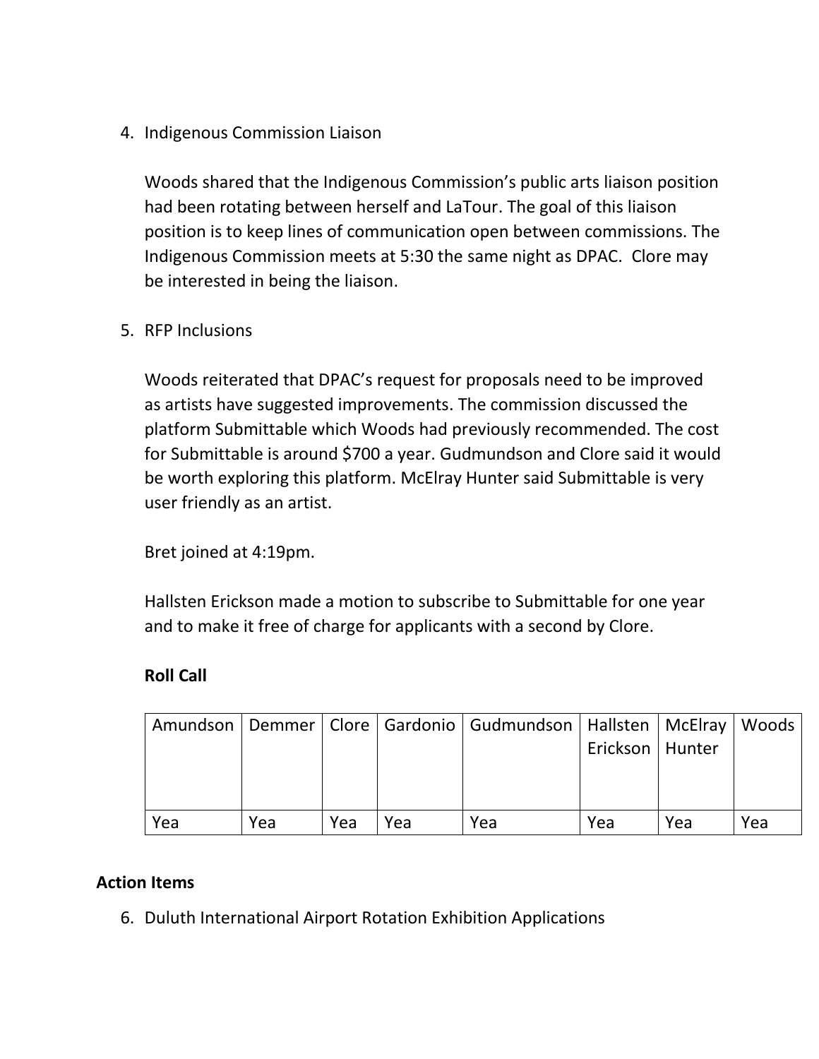4. Indigenous Commission Liaison

   Woods shared that the Indigenous Commission's public arts liaison position had been rotating between herself and LaTour. The goal of this liaison position is to keep lines of communication open between commissions. The Indigenous Commission meets at 5:30 the same night as DPAC. Clore may be interested in being the liaison.

5. RFP Inclusions

   Woods reiterated that DPAC's request for proposals need to be improved as artists have suggested improvements. The commission discussed the platform Submittable which Woods had previously recommended. The cost for Submittable is around $700 a year. Gudmundson and Clore said it would be worth exploring this platform. McElray Hunter said Submittable is very user friendly as an artist.

   Bret joined at 4:19pm.

   Hallsten Erickson made a motion to subscribe to Submittable for one year and to make it free of charge for applicants with a second by Clore.

   **Roll Call**

| Amundson | Demmer | Clore | Gardonio | Gudmundson | Hallsten Erickson | McElray Hunter | Woods |
|---|---|---|---|---|---|---|---|
| Yea | Yea | Yea | Yea | Yea | Yea | Yea | Yea |

**Action Items**

6. Duluth International Airport Rotation Exhibition Applications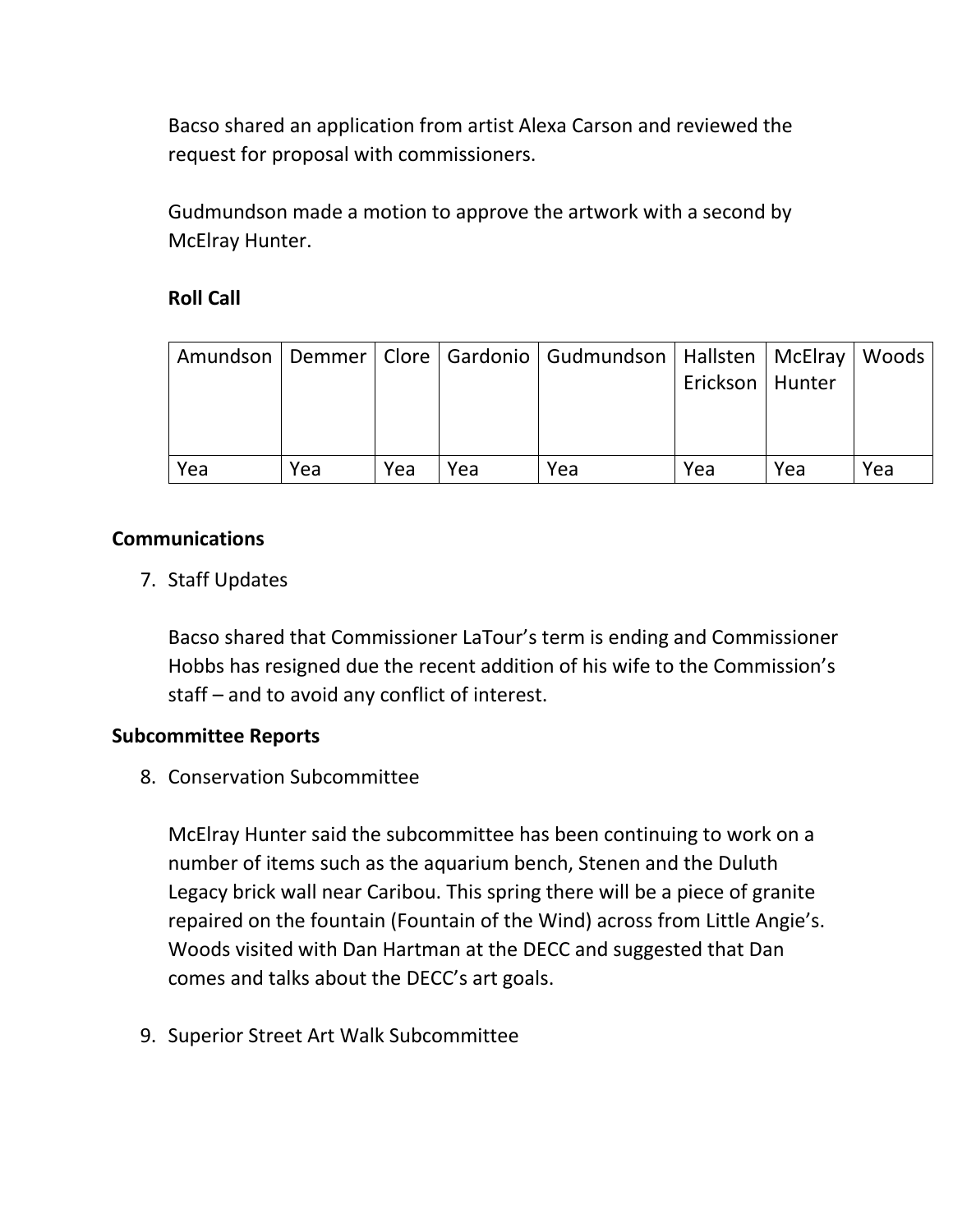Bacso shared an application from artist Alexa Carson and reviewed the request for proposal with commissioners.

Gudmundson made a motion to approve the artwork with a second by McElray Hunter.

**Roll Call**

| Amundson | Demmer | Clore | Gardonio | Gudmundson | Hallsten Erickson | McElray Hunter | Woods |
|---|---|---|---|---|---|---|---|
| Yea | Yea | Yea | Yea | Yea | Yea | Yea | Yea |

**Communications**

7. Staff Updates

   Bacso shared that Commissioner LaTour's term is ending and Commissioner Hobbs has resigned due the recent addition of his wife to the Commission's staff – and to avoid any conflict of interest.

**Subcommittee Reports**

8. Conservation Subcommittee

   McElray Hunter said the subcommittee has been continuing to work on a number of items such as the aquarium bench, Stenen and the Duluth Legacy brick wall near Caribou. This spring there will be a piece of granite repaired on the fountain (Fountain of the Wind) across from Little Angie's. Woods visited with Dan Hartman at the DECC and suggested that Dan comes and talks about the DECC's art goals.

9. Superior Street Art Walk Subcommittee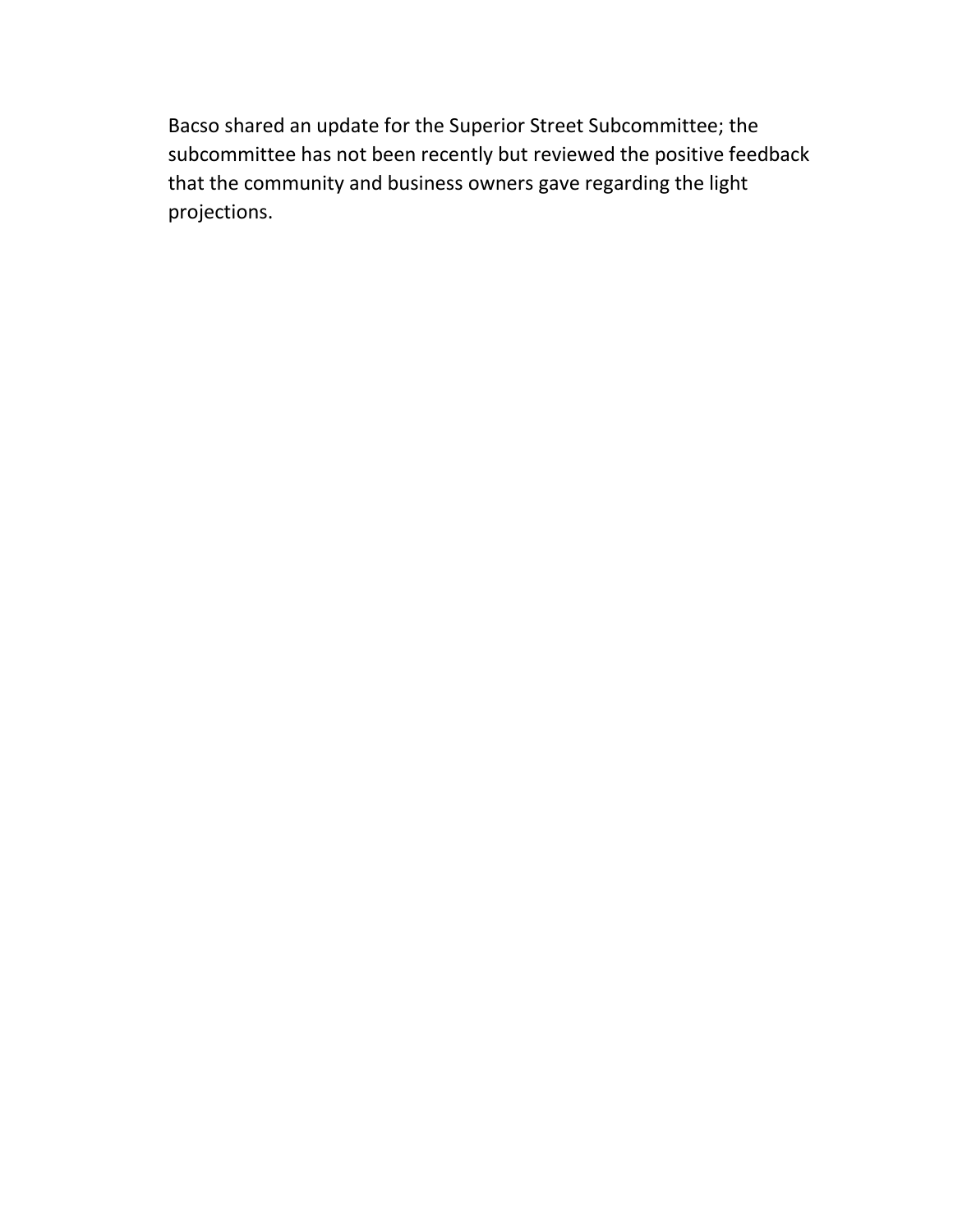Bacso shared an update for the Superior Street Subcommittee; the subcommittee has not been recently but reviewed the positive feedback that the community and business owners gave regarding the light projections.